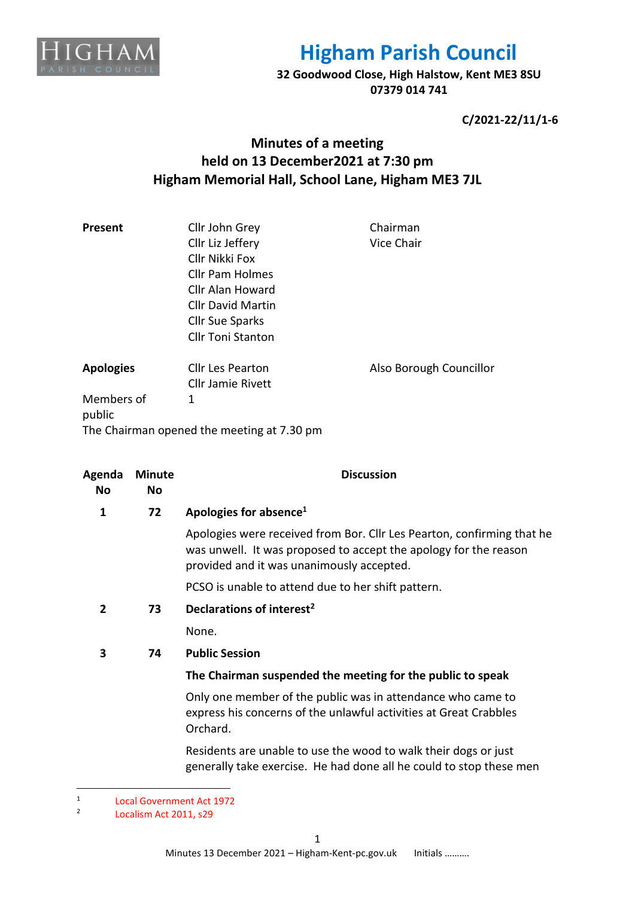# Higham Parish Council

**32 Goodwood Close, High Halstow, Kent ME3 8SU**
**07379 014 741**

**C/2021-22/11/1-6**

## Minutes of a meeting held on 13 December2021 at 7:30 pm Higham Memorial Hall, School Lane, Higham ME3 7JL

| | | |
|---|---|---|
| **Present** | Cllr John Grey | Chairman |
| | Cllr Liz Jeffery | Vice Chair |
| | Cllr Nikki Fox | |
| | Cllr Pam Holmes | |
| | Cllr Alan Howard | |
| | Cllr David Martin | |
| | Cllr Sue Sparks | |
| | Cllr Toni Stanton | |
| **Apologies** | Cllr Les Pearton | Also Borough Councillor |
| | Cllr Jamie Rivett | |
| Members of public | 1 | |

The Chairman opened the meeting at 7.30 pm

| Agenda No | Minute No | Discussion |
|---|---|---|
| 1 | 72 | **Apologies for absence[1]** |
| | | Apologies were received from Bor. Cllr Les Pearton, confirming that he was unwell. It was proposed to accept the apology for the reason provided and it was unanimously accepted. |
| | | PCSO is unable to attend due to her shift pattern. |
| 2 | 73 | **Declarations of interest[2]** |
| | | None. |
| 3 | 74 | **Public Session** |
| | | **The Chairman suspended the meeting for the public to speak** |
| | | Only one member of the public was in attendance who came to express his concerns of the unlawful activities at Great Crabbles Orchard. |
| | | Residents are unable to use the wood to walk their dogs or just generally take exercise. He had done all he could to stop these men |

[1] Local Government Act 1972
[2] Localism Act 2011, s29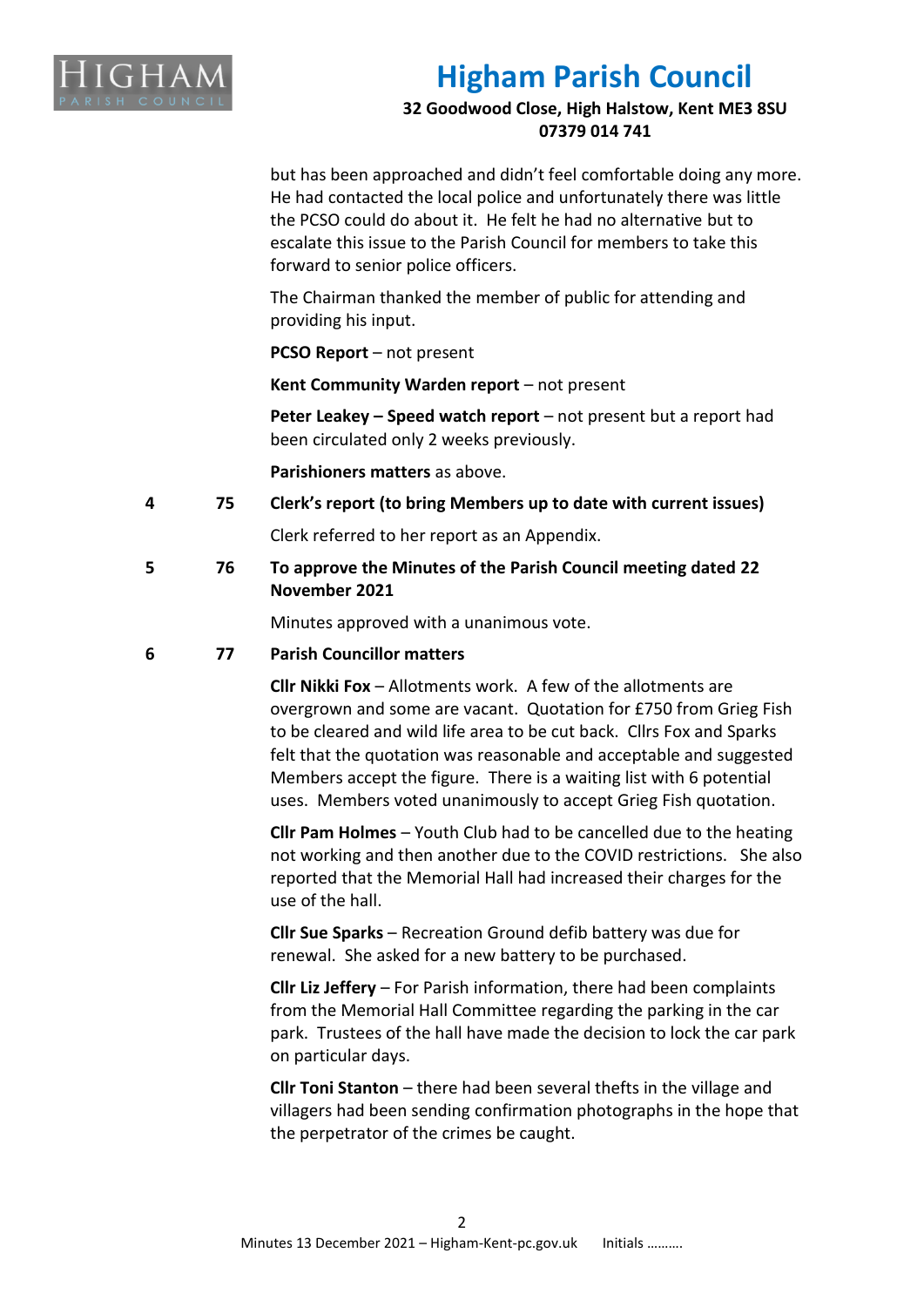but has been approached and didn't feel comfortable doing any more. He had contacted the local police and unfortunately there was little the PCSO could do about it. He felt he had no alternative but to escalate this issue to the Parish Council for members to take this forward to senior police officers.

The Chairman thanked the member of public for attending and providing his input.

**PCSO Report** – not present

**Kent Community Warden report** – not present

**Peter Leakey – Speed watch report** – not present but a report had been circulated only 2 weeks previously.

**Parishioners matters** as above.

**4 75 Clerk's report (to bring Members up to date with current issues)**

Clerk referred to her report as an Appendix.

**5 76 To approve the Minutes of the Parish Council meeting dated 22 November 2021**

Minutes approved with a unanimous vote.

**6 77 Parish Councillor matters**

**Cllr Nikki Fox** – Allotments work. A few of the allotments are overgrown and some are vacant. Quotation for £750 from Grieg Fish to be cleared and wild life area to be cut back. Cllrs Fox and Sparks felt that the quotation was reasonable and acceptable and suggested Members accept the figure. There is a waiting list with 6 potential uses. Members voted unanimously to accept Grieg Fish quotation.

**Cllr Pam Holmes** – Youth Club had to be cancelled due to the heating not working and then another due to the COVID restrictions. She also reported that the Memorial Hall had increased their charges for the use of the hall.

**Cllr Sue Sparks** – Recreation Ground defib battery was due for renewal. She asked for a new battery to be purchased.

**Cllr Liz Jeffery** – For Parish information, there had been complaints from the Memorial Hall Committee regarding the parking in the car park. Trustees of the hall have made the decision to lock the car park on particular days.

**Cllr Toni Stanton** – there had been several thefts in the village and villagers had been sending confirmation photographs in the hope that the perpetrator of the crimes be caught.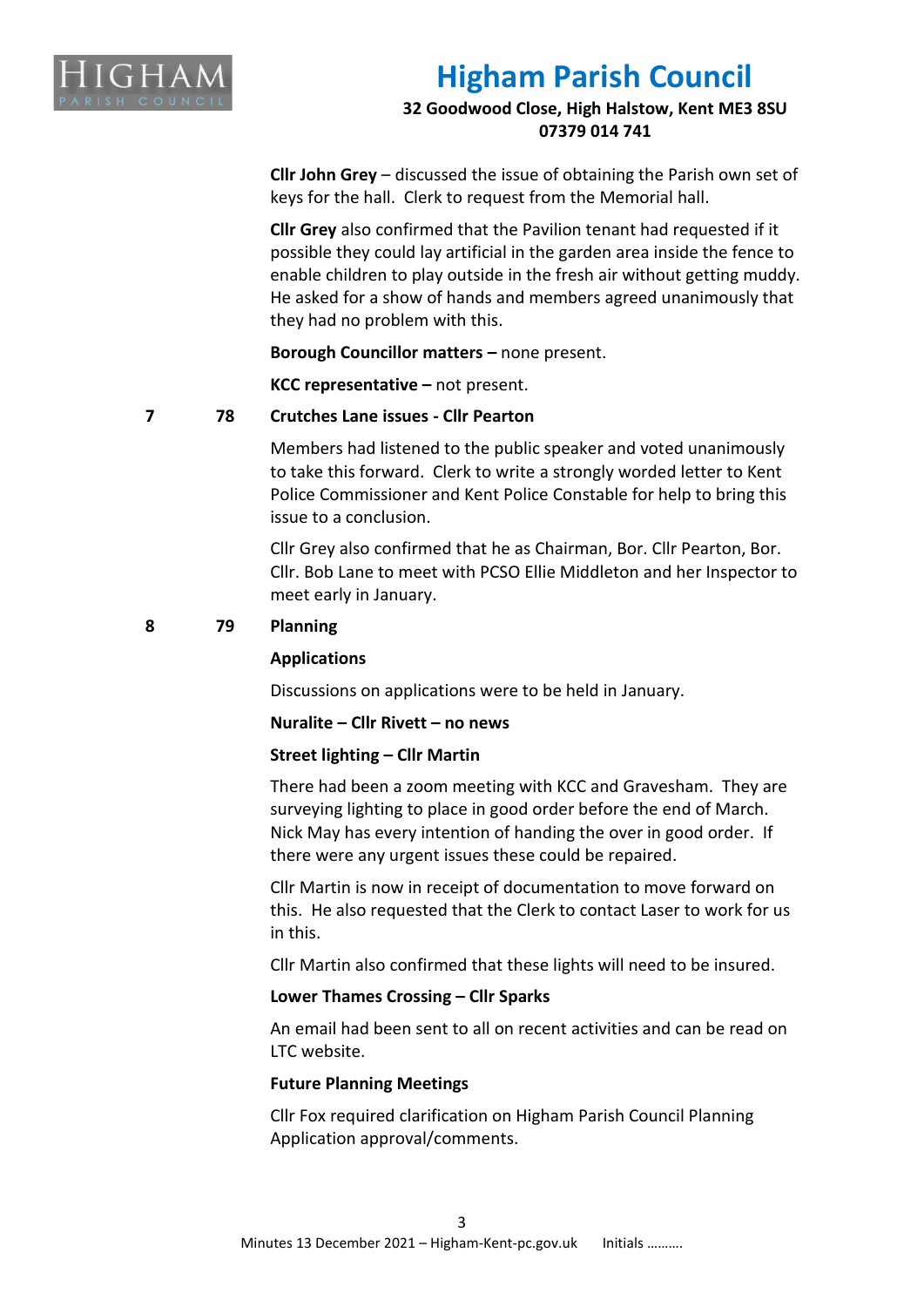**Cllr John Grey** – discussed the issue of obtaining the Parish own set of keys for the hall. Clerk to request from the Memorial hall.

**Cllr Grey** also confirmed that the Pavilion tenant had requested if it possible they could lay artificial in the garden area inside the fence to enable children to play outside in the fresh air without getting muddy. He asked for a show of hands and members agreed unanimously that they had no problem with this.

**Borough Councillor matters –** none present.

**KCC representative –** not present.

**7 78 Crutches Lane issues - Cllr Pearton**

Members had listened to the public speaker and voted unanimously to take this forward. Clerk to write a strongly worded letter to Kent Police Commissioner and Kent Police Constable for help to bring this issue to a conclusion.

Cllr Grey also confirmed that he as Chairman, Bor. Cllr Pearton, Bor. Cllr. Bob Lane to meet with PCSO Ellie Middleton and her Inspector to meet early in January.

**8 79 Planning**

**Applications**

Discussions on applications were to be held in January.

**Nuralite – Cllr Rivett – no news**

**Street lighting – Cllr Martin**

There had been a zoom meeting with KCC and Gravesham. They are surveying lighting to place in good order before the end of March. Nick May has every intention of handing the over in good order. If there were any urgent issues these could be repaired.

Cllr Martin is now in receipt of documentation to move forward on this. He also requested that the Clerk to contact Laser to work for us in this.

Cllr Martin also confirmed that these lights will need to be insured.

**Lower Thames Crossing – Cllr Sparks**

An email had been sent to all on recent activities and can be read on LTC website.

**Future Planning Meetings**

Cllr Fox required clarification on Higham Parish Council Planning Application approval/comments.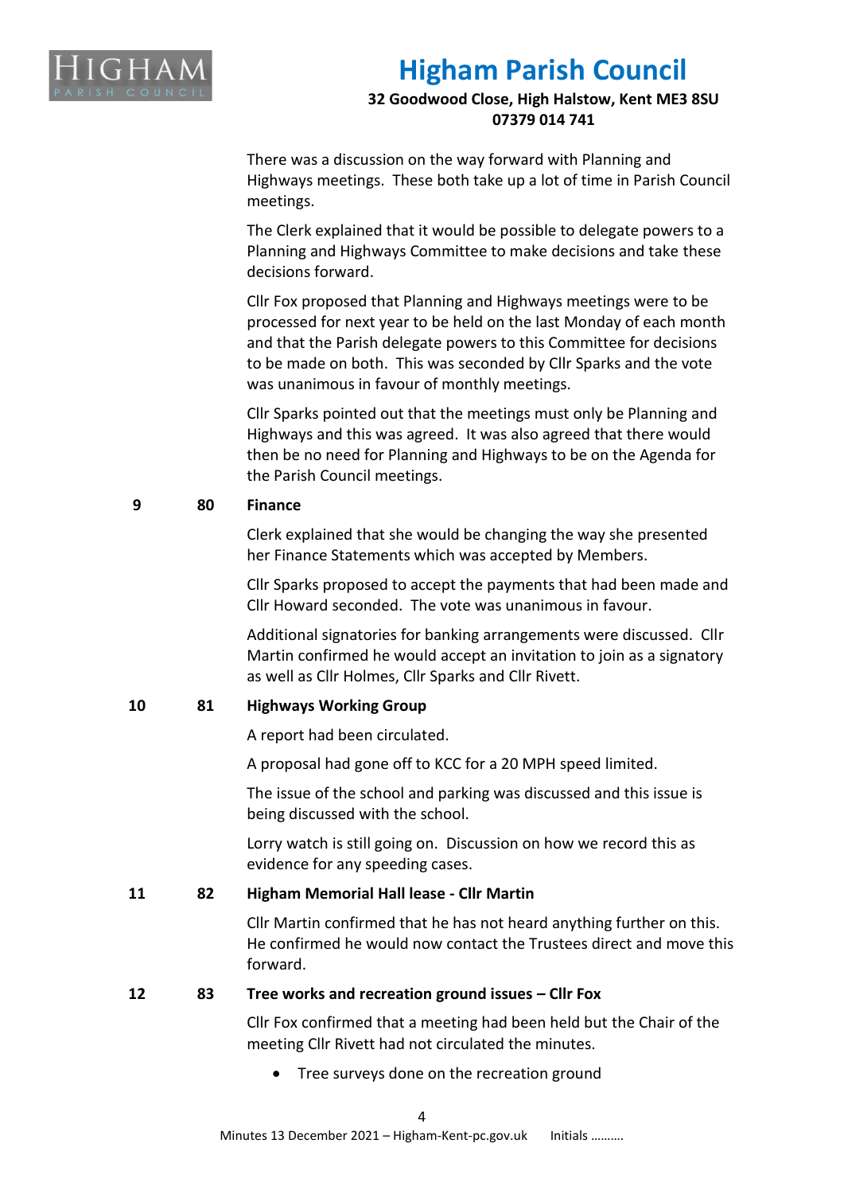There was a discussion on the way forward with Planning and Highways meetings. These both take up a lot of time in Parish Council meetings.

The Clerk explained that it would be possible to delegate powers to a Planning and Highways Committee to make decisions and take these decisions forward.

Cllr Fox proposed that Planning and Highways meetings were to be processed for next year to be held on the last Monday of each month and that the Parish delegate powers to this Committee for decisions to be made on both. This was seconded by Cllr Sparks and the vote was unanimous in favour of monthly meetings.

Cllr Sparks pointed out that the meetings must only be Planning and Highways and this was agreed. It was also agreed that there would then be no need for Planning and Highways to be on the Agenda for the Parish Council meetings.

**9 80 Finance**

Clerk explained that she would be changing the way she presented her Finance Statements which was accepted by Members.

Cllr Sparks proposed to accept the payments that had been made and Cllr Howard seconded. The vote was unanimous in favour.

Additional signatories for banking arrangements were discussed. Cllr Martin confirmed he would accept an invitation to join as a signatory as well as Cllr Holmes, Cllr Sparks and Cllr Rivett.

**10 81 Highways Working Group**

A report had been circulated.

A proposal had gone off to KCC for a 20 MPH speed limited.

The issue of the school and parking was discussed and this issue is being discussed with the school.

Lorry watch is still going on. Discussion on how we record this as evidence for any speeding cases.

**11 82 Higham Memorial Hall lease - Cllr Martin**

Cllr Martin confirmed that he has not heard anything further on this. He confirmed he would now contact the Trustees direct and move this forward.

**12 83 Tree works and recreation ground issues – Cllr Fox**

Cllr Fox confirmed that a meeting had been held but the Chair of the meeting Cllr Rivett had not circulated the minutes.

- Tree surveys done on the recreation ground

Minutes 13 December 2021 – Higham-Kent-pc.gov.uk Initials ……….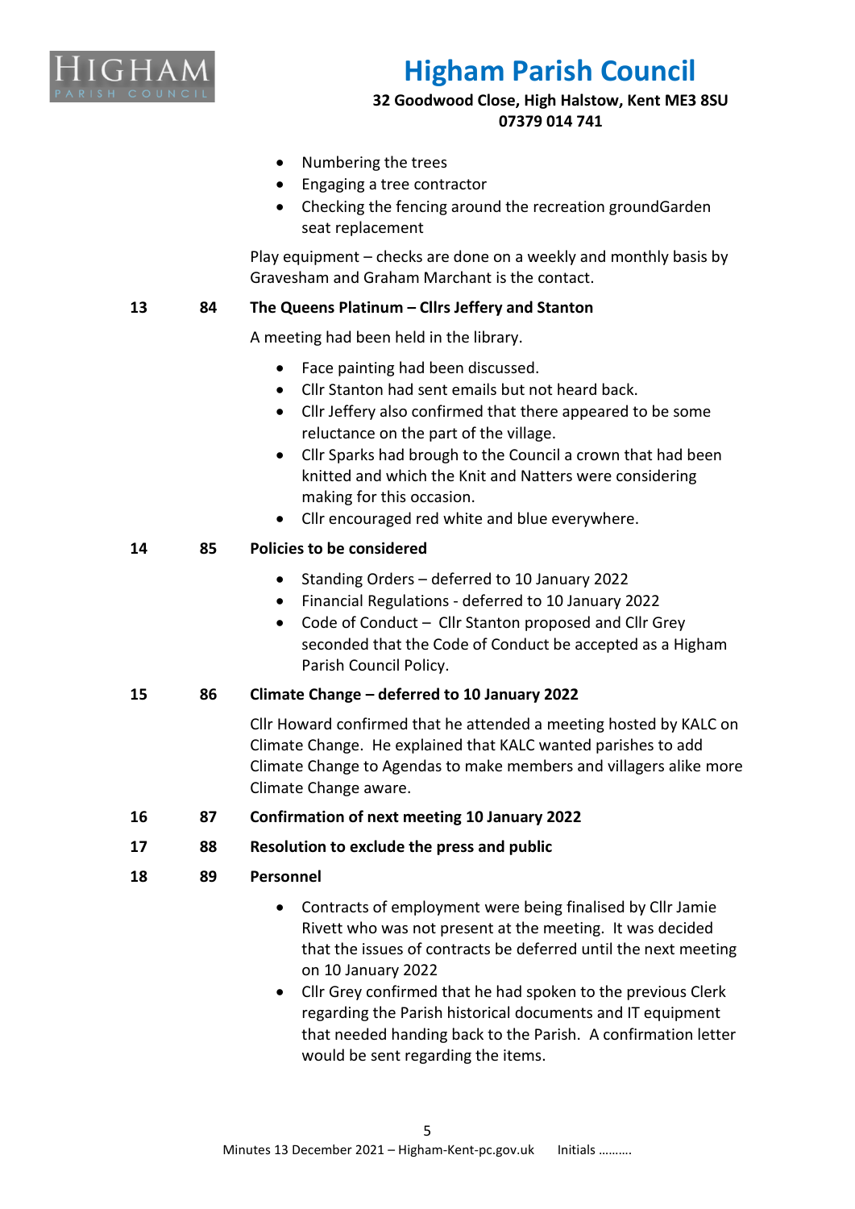- Numbering the trees
- Engaging a tree contractor
- Checking the fencing around the recreation groundGarden seat replacement

Play equipment – checks are done on a weekly and monthly basis by Gravesham and Graham Marchant is the contact.

**13 &nbsp;&nbsp; 84 &nbsp;&nbsp; The Queens Platinum – Cllrs Jeffery and Stanton**

A meeting had been held in the library.

- Face painting had been discussed.
- Cllr Stanton had sent emails but not heard back.
- Cllr Jeffery also confirmed that there appeared to be some reluctance on the part of the village.
- Cllr Sparks had brough to the Council a crown that had been knitted and which the Knit and Natters were considering making for this occasion.
- Cllr encouraged red white and blue everywhere.

**14 &nbsp;&nbsp; 85 &nbsp;&nbsp; Policies to be considered**

- Standing Orders – deferred to 10 January 2022
- Financial Regulations - deferred to 10 January 2022
- Code of Conduct – Cllr Stanton proposed and Cllr Grey seconded that the Code of Conduct be accepted as a Higham Parish Council Policy.

**15 &nbsp;&nbsp; 86 &nbsp;&nbsp; Climate Change – deferred to 10 January 2022**

Cllr Howard confirmed that he attended a meeting hosted by KALC on Climate Change. He explained that KALC wanted parishes to add Climate Change to Agendas to make members and villagers alike more Climate Change aware.

**16 &nbsp;&nbsp; 87 &nbsp;&nbsp; Confirmation of next meeting 10 January 2022**

**17 &nbsp;&nbsp; 88 &nbsp;&nbsp; Resolution to exclude the press and public**

**18 &nbsp;&nbsp; 89 &nbsp;&nbsp; Personnel**

- Contracts of employment were being finalised by Cllr Jamie Rivett who was not present at the meeting. It was decided that the issues of contracts be deferred until the next meeting on 10 January 2022
- Cllr Grey confirmed that he had spoken to the previous Clerk regarding the Parish historical documents and IT equipment that needed handing back to the Parish. A confirmation letter would be sent regarding the items.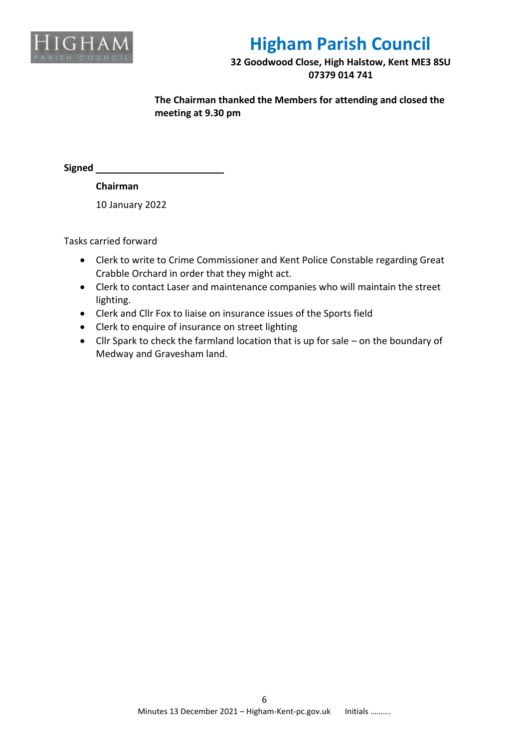**The Chairman thanked the Members for attending and closed the meeting at 9.30 pm**

**Signed** ______________________

**Chairman**

10 January 2022

Tasks carried forward

- Clerk to write to Crime Commissioner and Kent Police Constable regarding Great Crabble Orchard in order that they might act.
- Clerk to contact Laser and maintenance companies who will maintain the street lighting.
- Clerk and Cllr Fox to liaise on insurance issues of the Sports field
- Clerk to enquire of insurance on street lighting
- Cllr Spark to check the farmland location that is up for sale – on the boundary of Medway and Gravesham land.